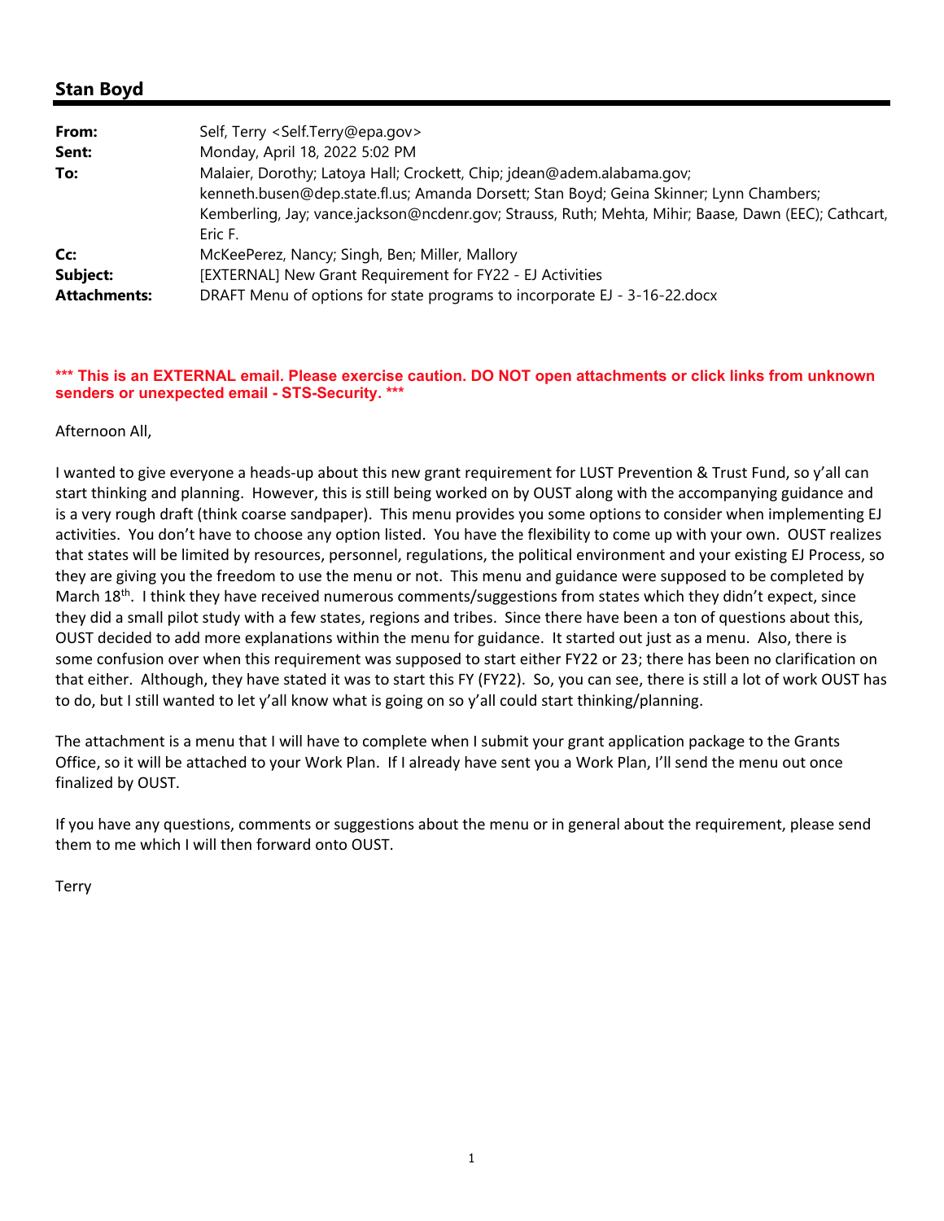# Stan Boyd

| | |
|---|---|
| **From:** | Self, Terry <Self.Terry@epa.gov> |
| **Sent:** | Monday, April 18, 2022 5:02 PM |
| **To:** | Malaier, Dorothy; Latoya Hall; Crockett, Chip; jdean@adem.alabama.gov; kenneth.busen@dep.state.fl.us; Amanda Dorsett; Stan Boyd; Geina Skinner; Lynn Chambers; Kemberling, Jay; vance.jackson@ncdenr.gov; Strauss, Ruth; Mehta, Mihir; Baase, Dawn (EEC); Cathcart, Eric F. |
| **Cc:** | McKeePerez, Nancy; Singh, Ben; Miller, Mallory |
| **Subject:** | [EXTERNAL] New Grant Requirement for FY22 - EJ Activities |
| **Attachments:** | DRAFT Menu of options for state programs to incorporate EJ - 3-16-22.docx |

**\*\*\* This is an EXTERNAL email. Please exercise caution. DO NOT open attachments or click links from unknown senders or unexpected email - STS-Security. \*\*\***

Afternoon All,

I wanted to give everyone a heads-up about this new grant requirement for LUST Prevention & Trust Fund, so y'all can start thinking and planning. However, this is still being worked on by OUST along with the accompanying guidance and is a very rough draft (think coarse sandpaper). This menu provides you some options to consider when implementing EJ activities. You don't have to choose any option listed. You have the flexibility to come up with your own. OUST realizes that states will be limited by resources, personnel, regulations, the political environment and your existing EJ Process, so they are giving you the freedom to use the menu or not. This menu and guidance were supposed to be completed by March 18th. I think they have received numerous comments/suggestions from states which they didn't expect, since they did a small pilot study with a few states, regions and tribes. Since there have been a ton of questions about this, OUST decided to add more explanations within the menu for guidance. It started out just as a menu. Also, there is some confusion over when this requirement was supposed to start either FY22 or 23; there has been no clarification on that either. Although, they have stated it was to start this FY (FY22). So, you can see, there is still a lot of work OUST has to do, but I still wanted to let y'all know what is going on so y'all could start thinking/planning.

The attachment is a menu that I will have to complete when I submit your grant application package to the Grants Office, so it will be attached to your Work Plan. If I already have sent you a Work Plan, I'll send the menu out once finalized by OUST.

If you have any questions, comments or suggestions about the menu or in general about the requirement, please send them to me which I will then forward onto OUST.

Terry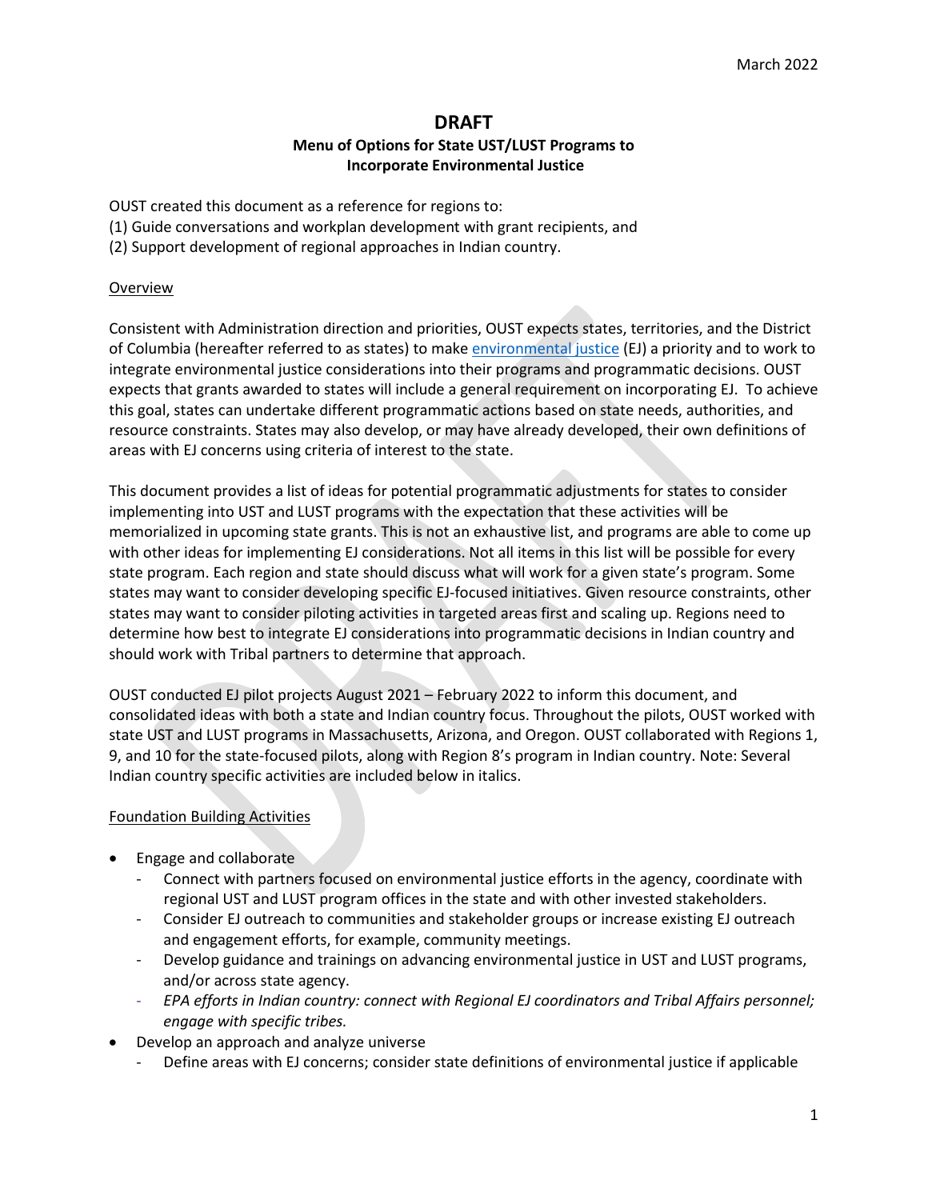March 2022

# DRAFT

### Menu of Options for State UST/LUST Programs to Incorporate Environmental Justice

OUST created this document as a reference for regions to:
(1) Guide conversations and workplan development with grant recipients, and
(2) Support development of regional approaches in Indian country.

## Overview

Consistent with Administration direction and priorities, OUST expects states, territories, and the District of Columbia (hereafter referred to as states) to make environmental justice (EJ) a priority and to work to integrate environmental justice considerations into their programs and programmatic decisions. OUST expects that grants awarded to states will include a general requirement on incorporating EJ. To achieve this goal, states can undertake different programmatic actions based on state needs, authorities, and resource constraints. States may also develop, or may have already developed, their own definitions of areas with EJ concerns using criteria of interest to the state.

This document provides a list of ideas for potential programmatic adjustments for states to consider implementing into UST and LUST programs with the expectation that these activities will be memorialized in upcoming state grants. This is not an exhaustive list, and programs are able to come up with other ideas for implementing EJ considerations. Not all items in this list will be possible for every state program. Each region and state should discuss what will work for a given state's program. Some states may want to consider developing specific EJ-focused initiatives. Given resource constraints, other states may want to consider piloting activities in targeted areas first and scaling up. Regions need to determine how best to integrate EJ considerations into programmatic decisions in Indian country and should work with Tribal partners to determine that approach.

OUST conducted EJ pilot projects August 2021 – February 2022 to inform this document, and consolidated ideas with both a state and Indian country focus. Throughout the pilots, OUST worked with state UST and LUST programs in Massachusetts, Arizona, and Oregon. OUST collaborated with Regions 1, 9, and 10 for the state-focused pilots, along with Region 8's program in Indian country. Note: Several Indian country specific activities are included below in italics.

## Foundation Building Activities

- Engage and collaborate
  - Connect with partners focused on environmental justice efforts in the agency, coordinate with regional UST and LUST program offices in the state and with other invested stakeholders.
  - Consider EJ outreach to communities and stakeholder groups or increase existing EJ outreach and engagement efforts, for example, community meetings.
  - Develop guidance and trainings on advancing environmental justice in UST and LUST programs, and/or across state agency.
  - *EPA efforts in Indian country: connect with Regional EJ coordinators and Tribal Affairs personnel; engage with specific tribes.*
- Develop an approach and analyze universe
  - Define areas with EJ concerns; consider state definitions of environmental justice if applicable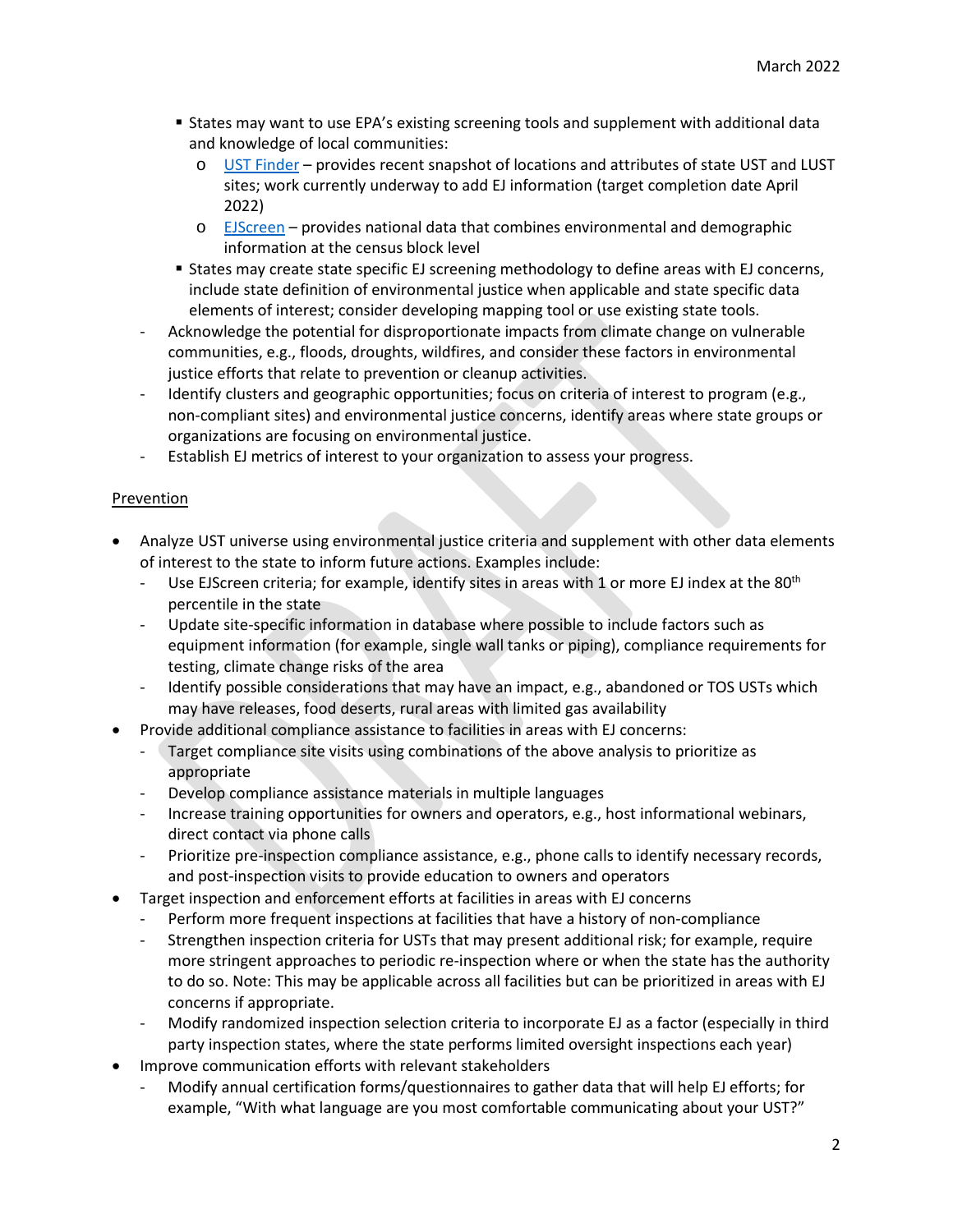- States may want to use EPA's existing screening tools and supplement with additional data and knowledge of local communities:
      - UST Finder – provides recent snapshot of locations and attributes of state UST and LUST sites; work currently underway to add EJ information (target completion date April 2022)
      - EJScreen – provides national data that combines environmental and demographic information at the census block level
    - States may create state specific EJ screening methodology to define areas with EJ concerns, include state definition of environmental justice when applicable and state specific data elements of interest; consider developing mapping tool or use existing state tools.
  - Acknowledge the potential for disproportionate impacts from climate change on vulnerable communities, e.g., floods, droughts, wildfires, and consider these factors in environmental justice efforts that relate to prevention or cleanup activities.
  - Identify clusters and geographic opportunities; focus on criteria of interest to program (e.g., non-compliant sites) and environmental justice concerns, identify areas where state groups or organizations are focusing on environmental justice.
  - Establish EJ metrics of interest to your organization to assess your progress.

Prevention

- Analyze UST universe using environmental justice criteria and supplement with other data elements of interest to the state to inform future actions. Examples include:
  - Use EJScreen criteria; for example, identify sites in areas with 1 or more EJ index at the 80th percentile in the state
  - Update site-specific information in database where possible to include factors such as equipment information (for example, single wall tanks or piping), compliance requirements for testing, climate change risks of the area
  - Identify possible considerations that may have an impact, e.g., abandoned or TOS USTs which may have releases, food deserts, rural areas with limited gas availability
- Provide additional compliance assistance to facilities in areas with EJ concerns:
  - Target compliance site visits using combinations of the above analysis to prioritize as appropriate
  - Develop compliance assistance materials in multiple languages
  - Increase training opportunities for owners and operators, e.g., host informational webinars, direct contact via phone calls
  - Prioritize pre-inspection compliance assistance, e.g., phone calls to identify necessary records, and post-inspection visits to provide education to owners and operators
- Target inspection and enforcement efforts at facilities in areas with EJ concerns
  - Perform more frequent inspections at facilities that have a history of non-compliance
  - Strengthen inspection criteria for USTs that may present additional risk; for example, require more stringent approaches to periodic re-inspection where or when the state has the authority to do so. Note: This may be applicable across all facilities but can be prioritized in areas with EJ concerns if appropriate.
  - Modify randomized inspection selection criteria to incorporate EJ as a factor (especially in third party inspection states, where the state performs limited oversight inspections each year)
- Improve communication efforts with relevant stakeholders
  - Modify annual certification forms/questionnaires to gather data that will help EJ efforts; for example, "With what language are you most comfortable communicating about your UST?"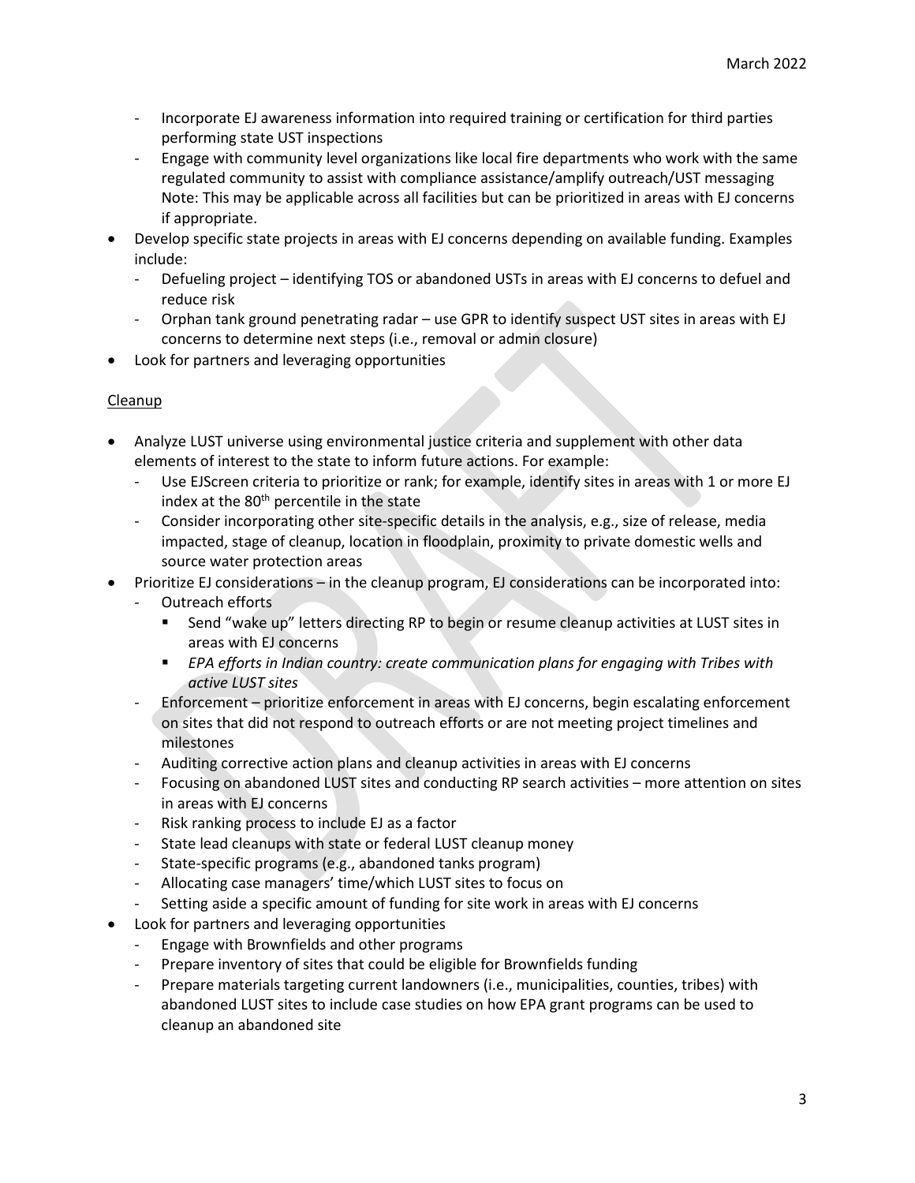- Incorporate EJ awareness information into required training or certification for third parties performing state UST inspections
- Engage with community level organizations like local fire departments who work with the same regulated community to assist with compliance assistance/amplify outreach/UST messaging Note: This may be applicable across all facilities but can be prioritized in areas with EJ concerns if appropriate.

- Develop specific state projects in areas with EJ concerns depending on available funding. Examples include:
  - Defueling project – identifying TOS or abandoned USTs in areas with EJ concerns to defuel and reduce risk
  - Orphan tank ground penetrating radar – use GPR to identify suspect UST sites in areas with EJ concerns to determine next steps (i.e., removal or admin closure)
- Look for partners and leveraging opportunities

<u>Cleanup</u>

- Analyze LUST universe using environmental justice criteria and supplement with other data elements of interest to the state to inform future actions. For example:
  - Use EJScreen criteria to prioritize or rank; for example, identify sites in areas with 1 or more EJ index at the 80th percentile in the state
  - Consider incorporating other site-specific details in the analysis, e.g., size of release, media impacted, stage of cleanup, location in floodplain, proximity to private domestic wells and source water protection areas
- Prioritize EJ considerations – in the cleanup program, EJ considerations can be incorporated into:
  - Outreach efforts
    - Send "wake up" letters directing RP to begin or resume cleanup activities at LUST sites in areas with EJ concerns
    - *EPA efforts in Indian country: create communication plans for engaging with Tribes with active LUST sites*
  - Enforcement – prioritize enforcement in areas with EJ concerns, begin escalating enforcement on sites that did not respond to outreach efforts or are not meeting project timelines and milestones
  - Auditing corrective action plans and cleanup activities in areas with EJ concerns
  - Focusing on abandoned LUST sites and conducting RP search activities – more attention on sites in areas with EJ concerns
  - Risk ranking process to include EJ as a factor
  - State lead cleanups with state or federal LUST cleanup money
  - State-specific programs (e.g., abandoned tanks program)
  - Allocating case managers' time/which LUST sites to focus on
  - Setting aside a specific amount of funding for site work in areas with EJ concerns
- Look for partners and leveraging opportunities
  - Engage with Brownfields and other programs
  - Prepare inventory of sites that could be eligible for Brownfields funding
  - Prepare materials targeting current landowners (i.e., municipalities, counties, tribes) with abandoned LUST sites to include case studies on how EPA grant programs can be used to cleanup an abandoned site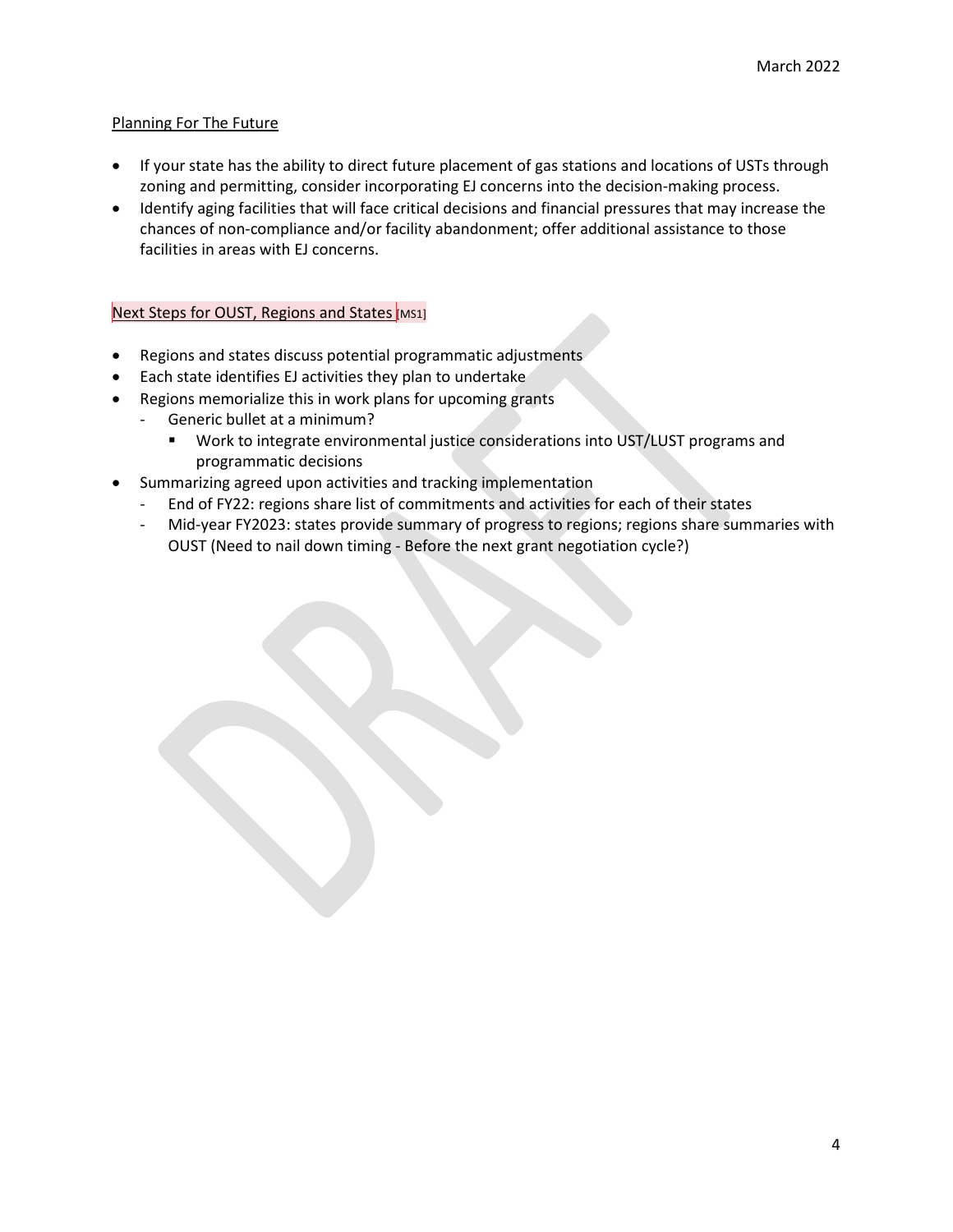Planning For The Future

- If your state has the ability to direct future placement of gas stations and locations of USTs through zoning and permitting, consider incorporating EJ concerns into the decision-making process.
- Identify aging facilities that will face critical decisions and financial pressures that may increase the chances of non-compliance and/or facility abandonment; offer additional assistance to those facilities in areas with EJ concerns.

Next Steps for OUST, Regions and States [MS1]

- Regions and states discuss potential programmatic adjustments
- Each state identifies EJ activities they plan to undertake
- Regions memorialize this in work plans for upcoming grants
    - Generic bullet at a minimum?
        - Work to integrate environmental justice considerations into UST/LUST programs and programmatic decisions
- Summarizing agreed upon activities and tracking implementation
    - End of FY22: regions share list of commitments and activities for each of their states
    - Mid-year FY2023: states provide summary of progress to regions; regions share summaries with OUST (Need to nail down timing - Before the next grant negotiation cycle?)